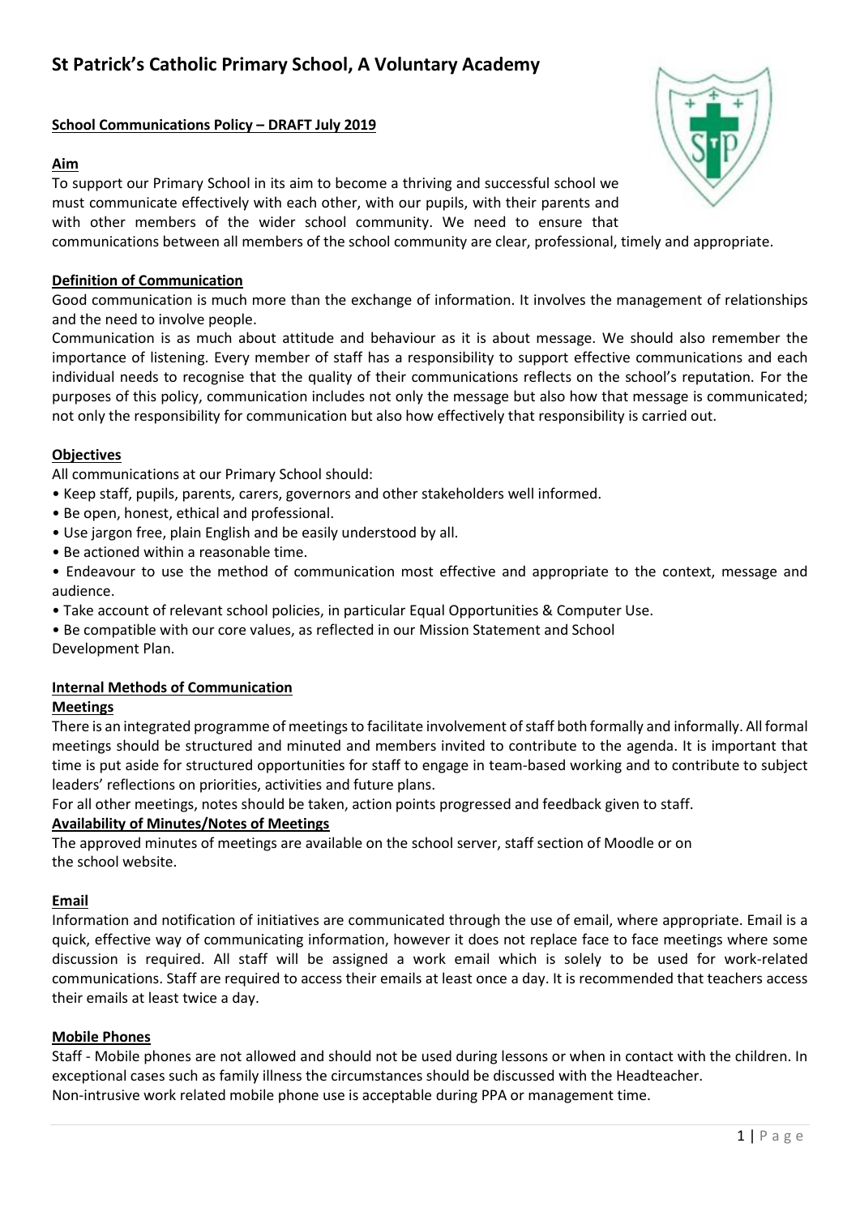# St Patrick's Catholic Primary School, A Voluntary Academy

**School Communications Policy – DRAFT July 2019**

**Aim**

To support our Primary School in its aim to become a thriving and successful school we must communicate effectively with each other, with our pupils, with their parents and with other members of the wider school community. We need to ensure that communications between all members of the school community are clear, professional, timely and appropriate.

**Definition of Communication**

Good communication is much more than the exchange of information. It involves the management of relationships and the need to involve people.

Communication is as much about attitude and behaviour as it is about message. We should also remember the importance of listening. Every member of staff has a responsibility to support effective communications and each individual needs to recognise that the quality of their communications reflects on the school's reputation. For the purposes of this policy, communication includes not only the message but also how that message is communicated; not only the responsibility for communication but also how effectively that responsibility is carried out.

**Objectives**

All communications at our Primary School should:

- Keep staff, pupils, parents, carers, governors and other stakeholders well informed.
- Be open, honest, ethical and professional.
- Use jargon free, plain English and be easily understood by all.
- Be actioned within a reasonable time.
- Endeavour to use the method of communication most effective and appropriate to the context, message and audience.
- Take account of relevant school policies, in particular Equal Opportunities & Computer Use.
- Be compatible with our core values, as reflected in our Mission Statement and School Development Plan.

**Internal Methods of Communication**

**Meetings**

There is an integrated programme of meetings to facilitate involvement of staff both formally and informally. All formal meetings should be structured and minuted and members invited to contribute to the agenda. It is important that time is put aside for structured opportunities for staff to engage in team-based working and to contribute to subject leaders' reflections on priorities, activities and future plans.

For all other meetings, notes should be taken, action points progressed and feedback given to staff.

**Availability of Minutes/Notes of Meetings**

The approved minutes of meetings are available on the school server, staff section of Moodle or on the school website.

**Email**

Information and notification of initiatives are communicated through the use of email, where appropriate. Email is a quick, effective way of communicating information, however it does not replace face to face meetings where some discussion is required. All staff will be assigned a work email which is solely to be used for work-related communications. Staff are required to access their emails at least once a day. It is recommended that teachers access their emails at least twice a day.

**Mobile Phones**

Staff - Mobile phones are not allowed and should not be used during lessons or when in contact with the children. In exceptional cases such as family illness the circumstances should be discussed with the Headteacher.

Non-intrusive work related mobile phone use is acceptable during PPA or management time.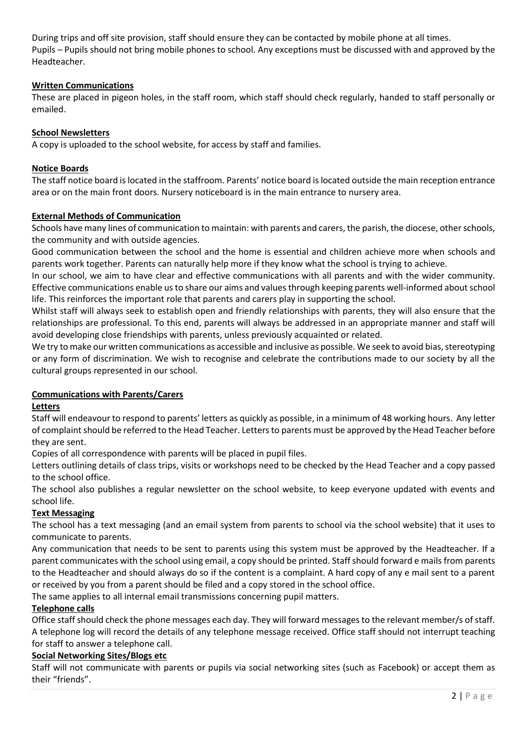During trips and off site provision, staff should ensure they can be contacted by mobile phone at all times.
Pupils – Pupils should not bring mobile phones to school. Any exceptions must be discussed with and approved by the Headteacher.

**Written Communications**

These are placed in pigeon holes, in the staff room, which staff should check regularly, handed to staff personally or emailed.

**School Newsletters**

A copy is uploaded to the school website, for access by staff and families.

**Notice Boards**

The staff notice board is located in the staffroom. Parents' notice board is located outside the main reception entrance area or on the main front doors. Nursery noticeboard is in the main entrance to nursery area.

**External Methods of Communication**

Schools have many lines of communication to maintain: with parents and carers, the parish, the diocese, other schools, the community and with outside agencies.

Good communication between the school and the home is essential and children achieve more when schools and parents work together. Parents can naturally help more if they know what the school is trying to achieve.

In our school, we aim to have clear and effective communications with all parents and with the wider community. Effective communications enable us to share our aims and values through keeping parents well-informed about school life. This reinforces the important role that parents and carers play in supporting the school.

Whilst staff will always seek to establish open and friendly relationships with parents, they will also ensure that the relationships are professional. To this end, parents will always be addressed in an appropriate manner and staff will avoid developing close friendships with parents, unless previously acquainted or related.

We try to make our written communications as accessible and inclusive as possible. We seek to avoid bias, stereotyping or any form of discrimination. We wish to recognise and celebrate the contributions made to our society by all the cultural groups represented in our school.

**Communications with Parents/Carers**

**Letters**

Staff will endeavour to respond to parents' letters as quickly as possible, in a minimum of 48 working hours. Any letter of complaint should be referred to the Head Teacher. Letters to parents must be approved by the Head Teacher before they are sent.

Copies of all correspondence with parents will be placed in pupil files.

Letters outlining details of class trips, visits or workshops need to be checked by the Head Teacher and a copy passed to the school office.

The school also publishes a regular newsletter on the school website, to keep everyone updated with events and school life.

**Text Messaging**

The school has a text messaging (and an email system from parents to school via the school website) that it uses to communicate to parents.

Any communication that needs to be sent to parents using this system must be approved by the Headteacher. If a parent communicates with the school using email, a copy should be printed. Staff should forward e mails from parents to the Headteacher and should always do so if the content is a complaint. A hard copy of any e mail sent to a parent or received by you from a parent should be filed and a copy stored in the school office.

The same applies to all internal email transmissions concerning pupil matters.

**Telephone calls**

Office staff should check the phone messages each day. They will forward messages to the relevant member/s of staff. A telephone log will record the details of any telephone message received. Office staff should not interrupt teaching for staff to answer a telephone call.

**Social Networking Sites/Blogs etc**

Staff will not communicate with parents or pupils via social networking sites (such as Facebook) or accept them as their "friends".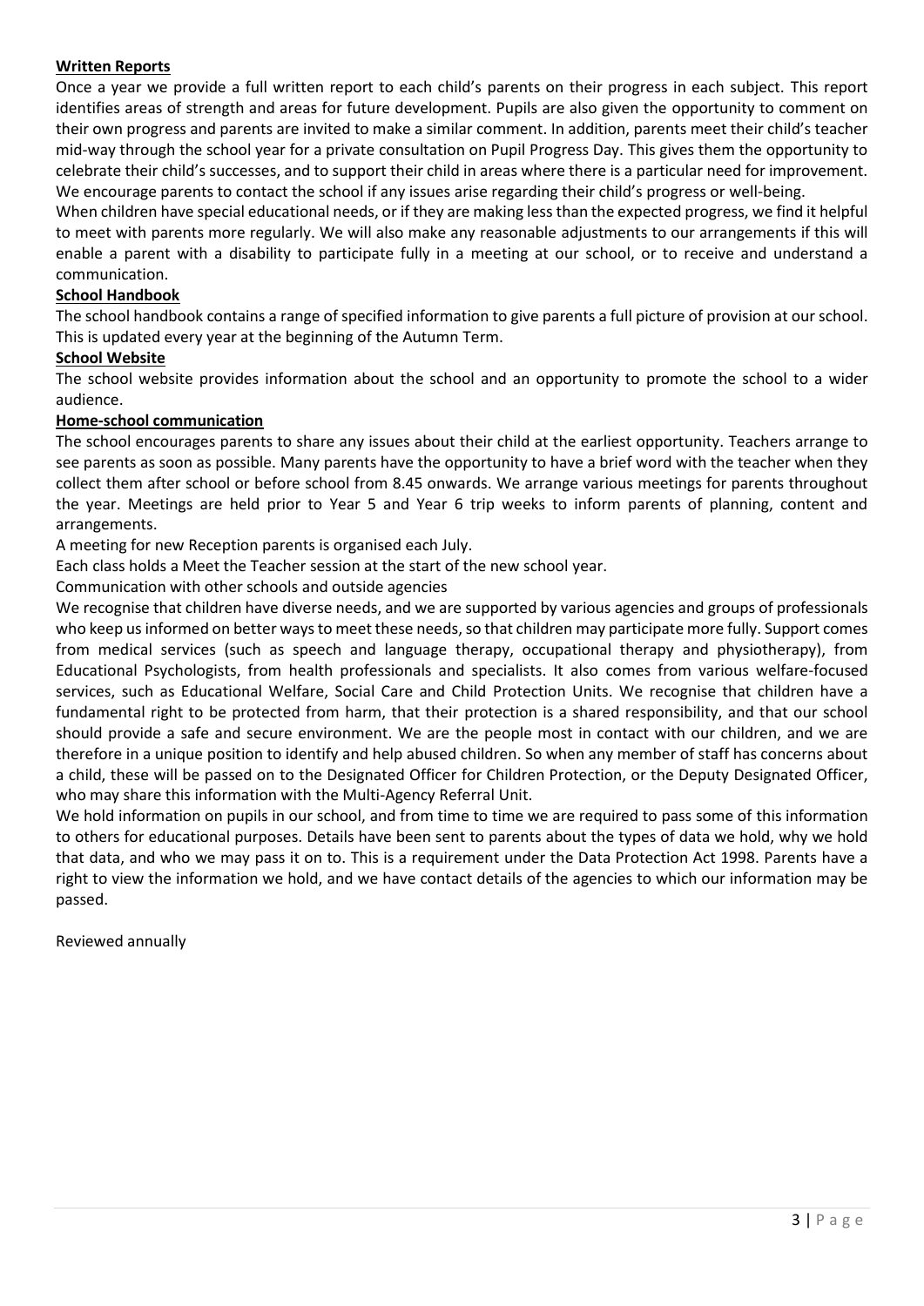**Written Reports**

Once a year we provide a full written report to each child's parents on their progress in each subject. This report identifies areas of strength and areas for future development. Pupils are also given the opportunity to comment on their own progress and parents are invited to make a similar comment. In addition, parents meet their child's teacher mid-way through the school year for a private consultation on Pupil Progress Day. This gives them the opportunity to celebrate their child's successes, and to support their child in areas where there is a particular need for improvement. We encourage parents to contact the school if any issues arise regarding their child's progress or well-being.

When children have special educational needs, or if they are making less than the expected progress, we find it helpful to meet with parents more regularly. We will also make any reasonable adjustments to our arrangements if this will enable a parent with a disability to participate fully in a meeting at our school, or to receive and understand a communication.

**School Handbook**

The school handbook contains a range of specified information to give parents a full picture of provision at our school. This is updated every year at the beginning of the Autumn Term.

**School Website**

The school website provides information about the school and an opportunity to promote the school to a wider audience.

**Home-school communication**

The school encourages parents to share any issues about their child at the earliest opportunity. Teachers arrange to see parents as soon as possible. Many parents have the opportunity to have a brief word with the teacher when they collect them after school or before school from 8.45 onwards. We arrange various meetings for parents throughout the year. Meetings are held prior to Year 5 and Year 6 trip weeks to inform parents of planning, content and arrangements.

A meeting for new Reception parents is organised each July.

Each class holds a Meet the Teacher session at the start of the new school year.

Communication with other schools and outside agencies

We recognise that children have diverse needs, and we are supported by various agencies and groups of professionals who keep us informed on better ways to meet these needs, so that children may participate more fully. Support comes from medical services (such as speech and language therapy, occupational therapy and physiotherapy), from Educational Psychologists, from health professionals and specialists. It also comes from various welfare-focused services, such as Educational Welfare, Social Care and Child Protection Units. We recognise that children have a fundamental right to be protected from harm, that their protection is a shared responsibility, and that our school should provide a safe and secure environment. We are the people most in contact with our children, and we are therefore in a unique position to identify and help abused children. So when any member of staff has concerns about a child, these will be passed on to the Designated Officer for Children Protection, or the Deputy Designated Officer, who may share this information with the Multi-Agency Referral Unit.

We hold information on pupils in our school, and from time to time we are required to pass some of this information to others for educational purposes. Details have been sent to parents about the types of data we hold, why we hold that data, and who we may pass it on to. This is a requirement under the Data Protection Act 1998. Parents have a right to view the information we hold, and we have contact details of the agencies to which our information may be passed.

Reviewed annually